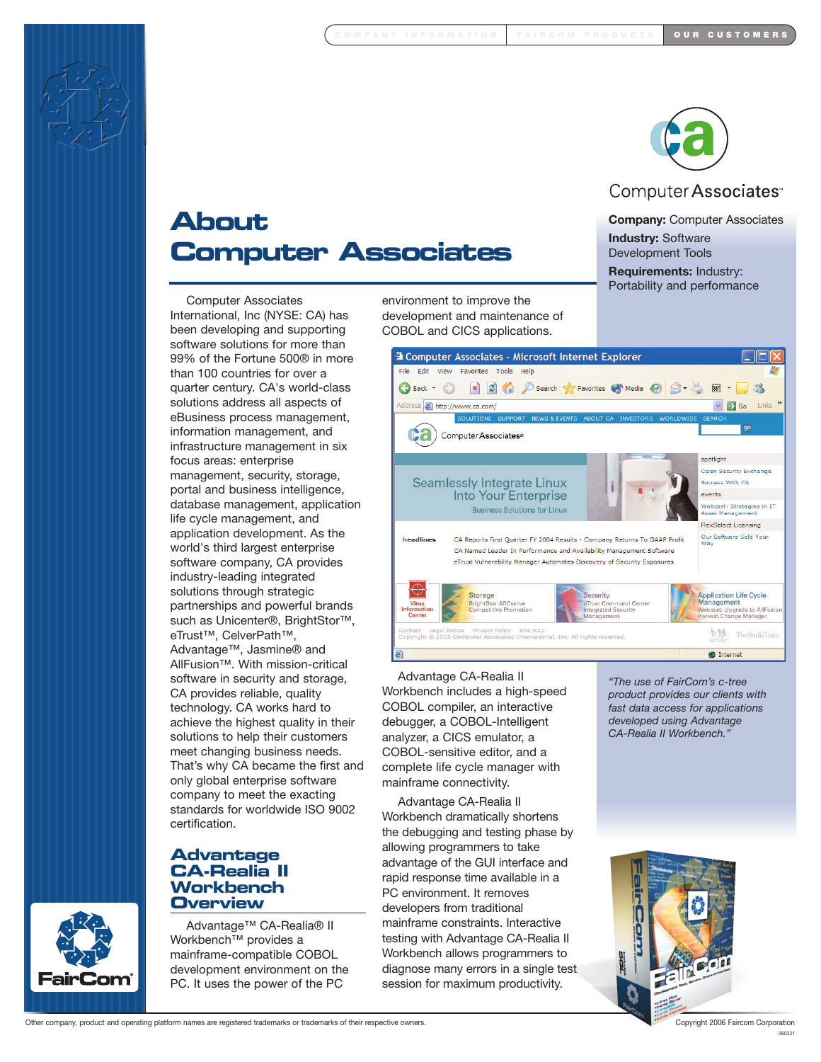# About Computer Associates

**Company:** Computer Associates

**Industry:** Software Development Tools

**Requirements:** Industry: Portability and performance

Computer Associates International, Inc (NYSE: CA) has been developing and supporting software solutions for more than 99% of the Fortune 500® in more than 100 countries for over a quarter century. CA's world-class solutions address all aspects of eBusiness process management, information management, and infrastructure management in six focus areas: enterprise management, security, storage, portal and business intelligence, database management, application life cycle management, and application development. As the world's third largest enterprise software company, CA provides industry-leading integrated solutions through strategic partnerships and powerful brands such as Unicenter®, BrightStor™, eTrust™, CelverPath™, Advantage™, Jasmine® and AllFusion™. With mission-critical software in security and storage, CA provides reliable, quality technology. CA works hard to achieve the highest quality in their solutions to help their customers meet changing business needs. That's why CA became the first and only global enterprise software company to meet the exacting standards for worldwide ISO 9002 certification.

## Advantage CA-Realia II Workbench Overview

Advantage™ CA-Realia® II Workbench™ provides a mainframe-compatible COBOL development environment on the PC. It uses the power of the PC environment to improve the development and maintenance of COBOL and CICS applications.

Advantage CA-Realia II Workbench includes a high-speed COBOL compiler, an interactive debugger, a COBOL-Intelligent analyzer, a CICS emulator, a COBOL-sensitive editor, and a complete life cycle manager with mainframe connectivity.

Advantage CA-Realia II Workbench dramatically shortens the debugging and testing phase by allowing programmers to take advantage of the GUI interface and rapid response time available in a PC environment. It removes developers from traditional mainframe constraints. Interactive testing with Advantage CA-Realia II Workbench allows programmers to diagnose many errors in a single test session for maximum productivity.

*"The use of FairCom's c-tree product provides our clients with fast data access for applications developed using Advantage CA-Realia II Workbench."*

Other company, product and operating platform names are registered trademarks or trademarks of their respective owners.

Copyright 2006 Faircom Corporation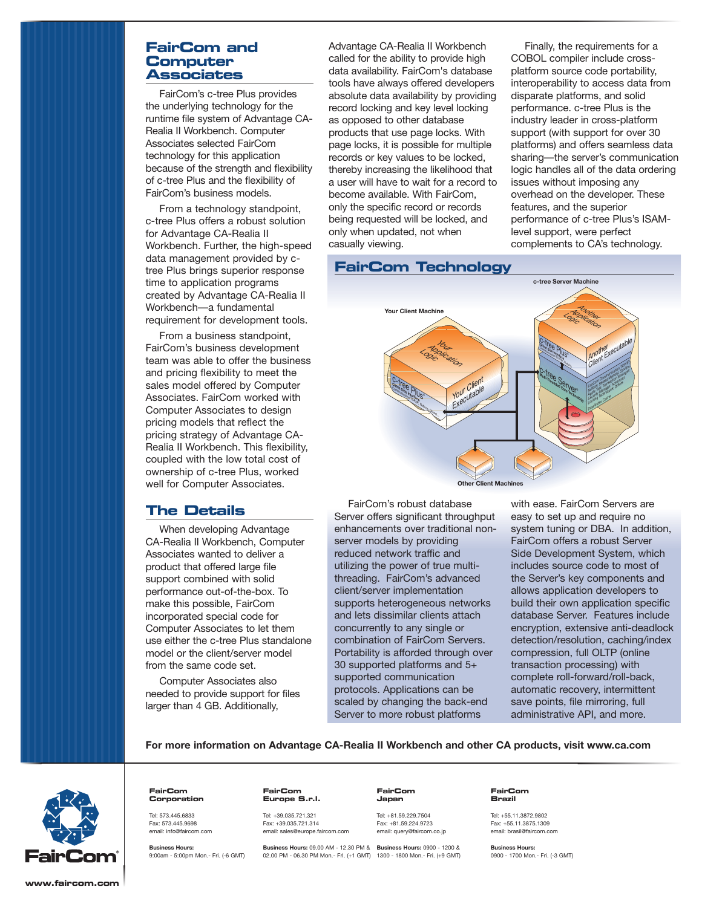## FairCom and Computer Associates

FairCom's c-tree Plus provides the underlying technology for the runtime file system of Advantage CA-Realia II Workbench. Computer Associates selected FairCom technology for this application because of the strength and flexibility of c-tree Plus and the flexibility of FairCom's business models.

From a technology standpoint, c-tree Plus offers a robust solution for Advantage CA-Realia II Workbench. Further, the high-speed data management provided by c-tree Plus brings superior response time to application programs created by Advantage CA-Realia II Workbench—a fundamental requirement for development tools.

From a business standpoint, FairCom's business development team was able to offer the business and pricing flexibility to meet the sales model offered by Computer Associates. FairCom worked with Computer Associates to design pricing models that reflect the pricing strategy of Advantage CA-Realia II Workbench. This flexibility, coupled with the low total cost of ownership of c-tree Plus, worked well for Computer Associates.

## The Details

When developing Advantage CA-Realia II Workbench, Computer Associates wanted to deliver a product that offered large file support combined with solid performance out-of-the-box. To make this possible, FairCom incorporated special code for Computer Associates to let them use either the c-tree Plus standalone model or the client/server model from the same code set.

Computer Associates also needed to provide support for files larger than 4 GB. Additionally, Advantage CA-Realia II Workbench called for the ability to provide high data availability. FairCom's database tools have always offered developers absolute data availability by providing record locking and key level locking as opposed to other database products that use page locks. With page locks, it is possible for multiple records or key values to be locked, thereby increasing the likelihood that a user will have to wait for a record to become available. With FairCom, only the specific record or records being requested will be locked, and only when updated, not when casually viewing.

Finally, the requirements for a COBOL compiler include cross-platform source code portability, interoperability to access data from disparate platforms, and solid performance. c-tree Plus is the industry leader in cross-platform support (with support for over 30 platforms) and offers seamless data sharing—the server's communication logic handles all of the data ordering issues without imposing any overhead on the developer. These features, and the superior performance of c-tree Plus's ISAM-level support, were perfect complements to CA's technology.

## FairCom Technology

c-tree Server Machine

Your Client Machine

Your Application Logic

c-tree Plus

Your Client Executable

Another Application Logic

Another Client Executable

c-tree Server

Other Client Machines

FairCom's robust database Server offers significant throughput enhancements over traditional non-server models by providing reduced network traffic and utilizing the power of true multi-threading. FairCom's advanced client/server implementation supports heterogeneous networks and lets dissimilar clients attach concurrently to any single or combination of FairCom Servers. Portability is afforded through over 30 supported platforms and 5+ supported communication protocols. Applications can be scaled by changing the back-end Server to more robust platforms with ease. FairCom Servers are easy to set up and require no system tuning or DBA. In addition, FairCom offers a robust Server Side Development System, which includes source code to most of the Server's key components and allows application developers to build their own application specific database Server. Features include encryption, extensive anti-deadlock detection/resolution, caching/index compression, full OLTP (online transaction processing) with complete roll-forward/roll-back, automatic recovery, intermittent save points, file mirroring, full administrative API, and more.

**For more information on Advantage CA-Realia II Workbench and other CA products, visit www.ca.com**

**FairCom Corporation**
Tel: 573.445.6833
Fax: 573.445.9698
email: info@faircom.com
**Business Hours:**
9:00am - 5:00pm Mon.- Fri. (-6 GMT)

**FairCom Europe S.r.l.**
Tel: +39.035.721.321
Fax: +39.035.721.314
email: sales@europe.faircom.com
**Business Hours:** 09.00 AM - 12.30 PM & 02.00 PM - 06.30 PM Mon.- Fri. (+1 GMT)

**FairCom Japan**
Tel: +81.59.229.7504
Fax: +81.59.224.9723
email: query@faircom.co.jp
**Business Hours:** 0900 - 1200 & 1300 - 1800 Mon.- Fri. (+9 GMT)

**FairCom Brazil**
Tel: +55.11.3872.9802
Fax: +55.11.3875.1309
email: brasil@faircom.com
**Business Hours:**
0900 - 1700 Mon.- Fri. (-3 GMT)

FairCom®

www.faircom.com